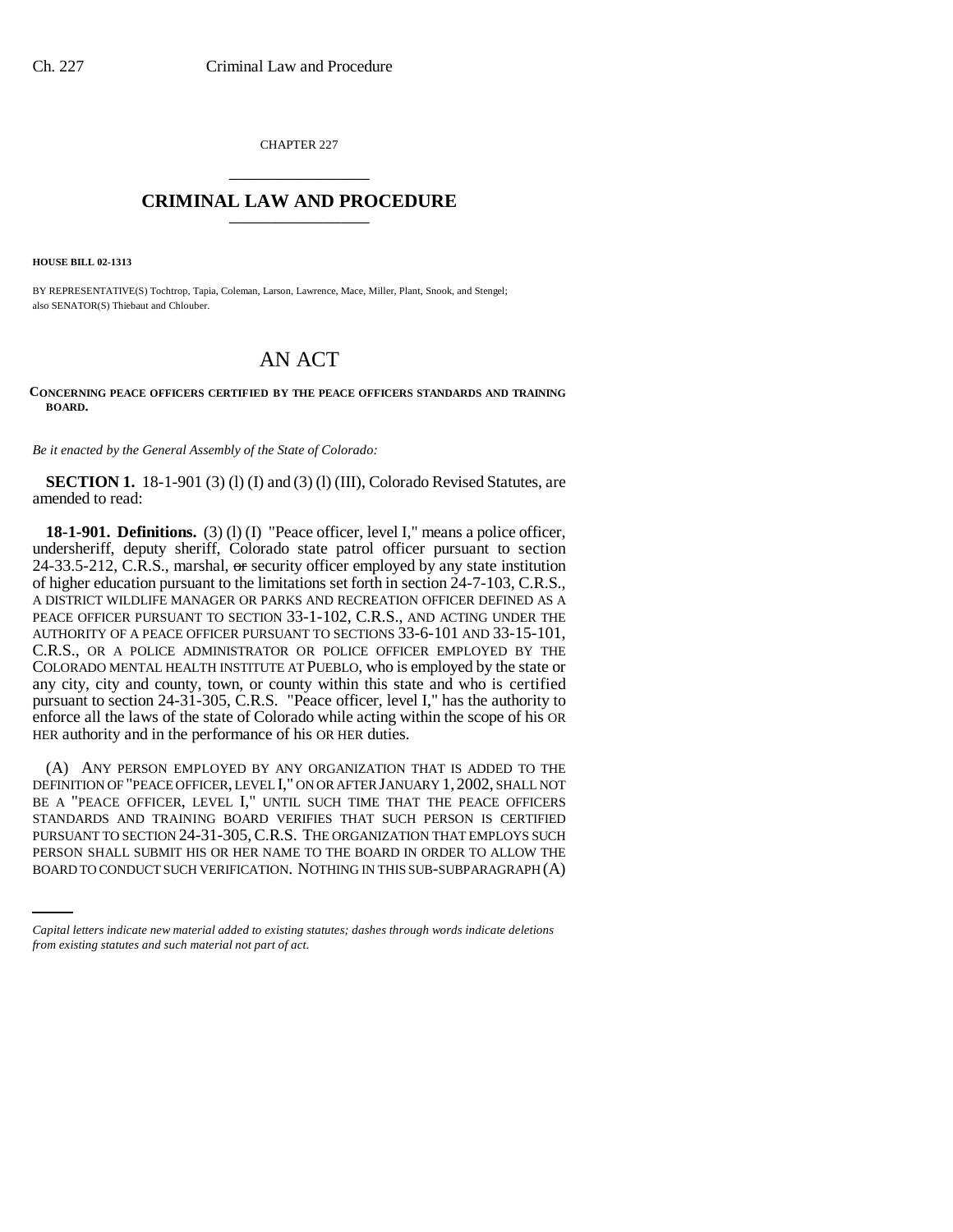CHAPTER 227

# CRIMINAL LAW AND PROCEDURE

**HOUSE BILL 02-1313**

BY REPRESENTATIVE(S) Tochtrop, Tapia, Coleman, Larson, Lawrence, Mace, Miller, Plant, Snook, and Stengel; also SENATOR(S) Thiebaut and Chlouber.

# AN ACT

**CONCERNING PEACE OFFICERS CERTIFIED BY THE PEACE OFFICERS STANDARDS AND TRAINING BOARD.**

*Be it enacted by the General Assembly of the State of Colorado:*

**SECTION 1.** 18-1-901 (3) (l) (I) and (3) (l) (III), Colorado Revised Statutes, are amended to read:

**18-1-901. Definitions.** (3) (l) (I) "Peace officer, level I," means a police officer, undersheriff, deputy sheriff, Colorado state patrol officer pursuant to section 24-33.5-212, C.R.S., marshal, ~~or~~ security officer employed by any state institution of higher education pursuant to the limitations set forth in section 24-7-103, C.R.S., A DISTRICT WILDLIFE MANAGER OR PARKS AND RECREATION OFFICER DEFINED AS A PEACE OFFICER PURSUANT TO SECTION 33-1-102, C.R.S., AND ACTING UNDER THE AUTHORITY OF A PEACE OFFICER PURSUANT TO SECTIONS 33-6-101 AND 33-15-101, C.R.S., OR A POLICE ADMINISTRATOR OR POLICE OFFICER EMPLOYED BY THE COLORADO MENTAL HEALTH INSTITUTE AT PUEBLO, who is employed by the state or any city, city and county, town, or county within this state and who is certified pursuant to section 24-31-305, C.R.S. "Peace officer, level I," has the authority to enforce all the laws of the state of Colorado while acting within the scope of his OR HER authority and in the performance of his OR HER duties.

(A) ANY PERSON EMPLOYED BY ANY ORGANIZATION THAT IS ADDED TO THE DEFINITION OF "PEACE OFFICER, LEVEL I," ON OR AFTER JANUARY 1, 2002, SHALL NOT BE A "PEACE OFFICER, LEVEL I," UNTIL SUCH TIME THAT THE PEACE OFFICERS STANDARDS AND TRAINING BOARD VERIFIES THAT SUCH PERSON IS CERTIFIED PURSUANT TO SECTION 24-31-305, C.R.S. THE ORGANIZATION THAT EMPLOYS SUCH PERSON SHALL SUBMIT HIS OR HER NAME TO THE BOARD IN ORDER TO ALLOW THE BOARD TO CONDUCT SUCH VERIFICATION. NOTHING IN THIS SUB-SUBPARAGRAPH (A)

*Capital letters indicate new material added to existing statutes; dashes through words indicate deletions from existing statutes and such material not part of act.*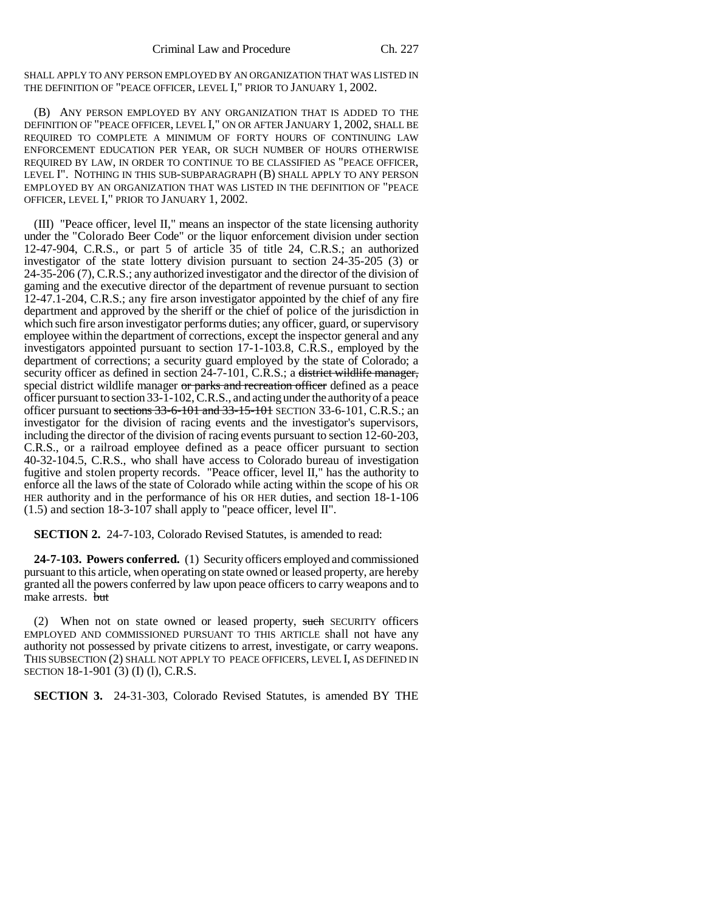SHALL APPLY TO ANY PERSON EMPLOYED BY AN ORGANIZATION THAT WAS LISTED IN THE DEFINITION OF "PEACE OFFICER, LEVEL I," PRIOR TO JANUARY 1, 2002.

(B) ANY PERSON EMPLOYED BY ANY ORGANIZATION THAT IS ADDED TO THE DEFINITION OF "PEACE OFFICER, LEVEL I," ON OR AFTER JANUARY 1, 2002, SHALL BE REQUIRED TO COMPLETE A MINIMUM OF FORTY HOURS OF CONTINUING LAW ENFORCEMENT EDUCATION PER YEAR, OR SUCH NUMBER OF HOURS OTHERWISE REQUIRED BY LAW, IN ORDER TO CONTINUE TO BE CLASSIFIED AS "PEACE OFFICER, LEVEL I". NOTHING IN THIS SUB-SUBPARAGRAPH (B) SHALL APPLY TO ANY PERSON EMPLOYED BY AN ORGANIZATION THAT WAS LISTED IN THE DEFINITION OF "PEACE OFFICER, LEVEL I," PRIOR TO JANUARY 1, 2002.

(III) "Peace officer, level II," means an inspector of the state licensing authority under the "Colorado Beer Code" or the liquor enforcement division under section 12-47-904, C.R.S., or part 5 of article 35 of title 24, C.R.S.; an authorized investigator of the state lottery division pursuant to section 24-35-205 (3) or 24-35-206 (7), C.R.S.; any authorized investigator and the director of the division of gaming and the executive director of the department of revenue pursuant to section 12-47.1-204, C.R.S.; any fire arson investigator appointed by the chief of any fire department and approved by the sheriff or the chief of police of the jurisdiction in which such fire arson investigator performs duties; any officer, guard, or supervisory employee within the department of corrections, except the inspector general and any investigators appointed pursuant to section 17-1-103.8, C.R.S., employed by the department of corrections; a security guard employed by the state of Colorado; a security officer as defined in section 24-7-101, C.R.S.; a ~~district wildlife manager,~~ special district wildlife manager ~~or parks and recreation officer~~ defined as a peace officer pursuant to section 33-1-102, C.R.S., and acting under the authority of a peace officer pursuant to ~~sections 33-6-101 and 33-15-101~~ SECTION 33-6-101, C.R.S.; an investigator for the division of racing events and the investigator's supervisors, including the director of the division of racing events pursuant to section 12-60-203, C.R.S., or a railroad employee defined as a peace officer pursuant to section 40-32-104.5, C.R.S., who shall have access to Colorado bureau of investigation fugitive and stolen property records. "Peace officer, level II," has the authority to enforce all the laws of the state of Colorado while acting within the scope of his OR HER authority and in the performance of his OR HER duties, and section 18-1-106 (1.5) and section 18-3-107 shall apply to "peace officer, level II".

**SECTION 2.** 24-7-103, Colorado Revised Statutes, is amended to read:

**24-7-103. Powers conferred.** (1) Security officers employed and commissioned pursuant to this article, when operating on state owned or leased property, are hereby granted all the powers conferred by law upon peace officers to carry weapons and to make arrests. ~~but~~

(2) When not on state owned or leased property, ~~such~~ SECURITY officers EMPLOYED AND COMMISSIONED PURSUANT TO THIS ARTICLE shall not have any authority not possessed by private citizens to arrest, investigate, or carry weapons. THIS SUBSECTION (2) SHALL NOT APPLY TO PEACE OFFICERS, LEVEL I, AS DEFINED IN SECTION 18-1-901 (3) (I) (l), C.R.S.

**SECTION 3.** 24-31-303, Colorado Revised Statutes, is amended BY THE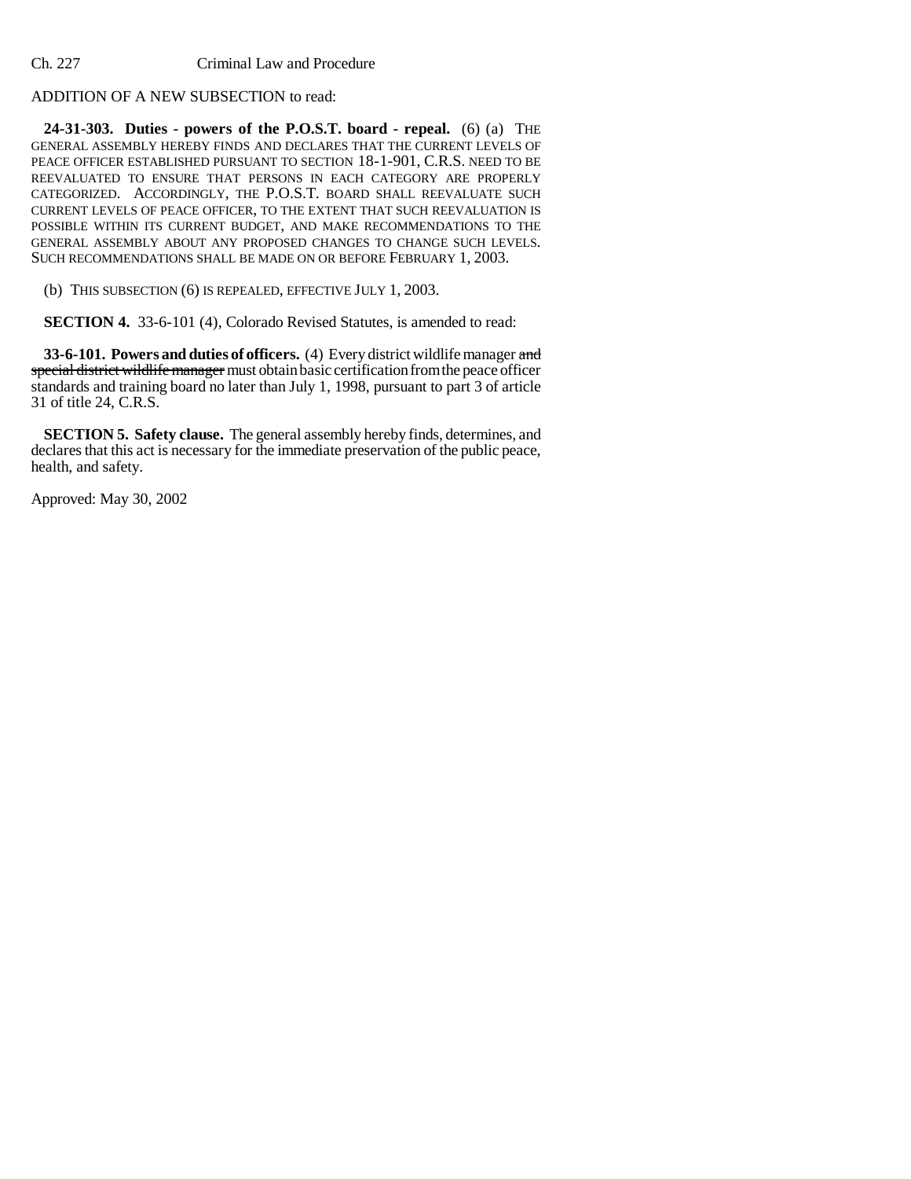ADDITION OF A NEW SUBSECTION to read:

**24-31-303. Duties - powers of the P.O.S.T. board - repeal.** (6) (a) THE GENERAL ASSEMBLY HEREBY FINDS AND DECLARES THAT THE CURRENT LEVELS OF PEACE OFFICER ESTABLISHED PURSUANT TO SECTION 18-1-901, C.R.S. NEED TO BE REEVALUATED TO ENSURE THAT PERSONS IN EACH CATEGORY ARE PROPERLY CATEGORIZED. ACCORDINGLY, THE P.O.S.T. BOARD SHALL REEVALUATE SUCH CURRENT LEVELS OF PEACE OFFICER, TO THE EXTENT THAT SUCH REEVALUATION IS POSSIBLE WITHIN ITS CURRENT BUDGET, AND MAKE RECOMMENDATIONS TO THE GENERAL ASSEMBLY ABOUT ANY PROPOSED CHANGES TO CHANGE SUCH LEVELS. SUCH RECOMMENDATIONS SHALL BE MADE ON OR BEFORE FEBRUARY 1, 2003.

(b) THIS SUBSECTION (6) IS REPEALED, EFFECTIVE JULY 1, 2003.

**SECTION 4.** 33-6-101 (4), Colorado Revised Statutes, is amended to read:

**33-6-101. Powers and duties of officers.** (4) Every district wildlife manager ~~and special district wildlife manager~~ must obtain basic certification from the peace officer standards and training board no later than July 1, 1998, pursuant to part 3 of article 31 of title 24, C.R.S.

**SECTION 5. Safety clause.** The general assembly hereby finds, determines, and declares that this act is necessary for the immediate preservation of the public peace, health, and safety.

Approved: May 30, 2002